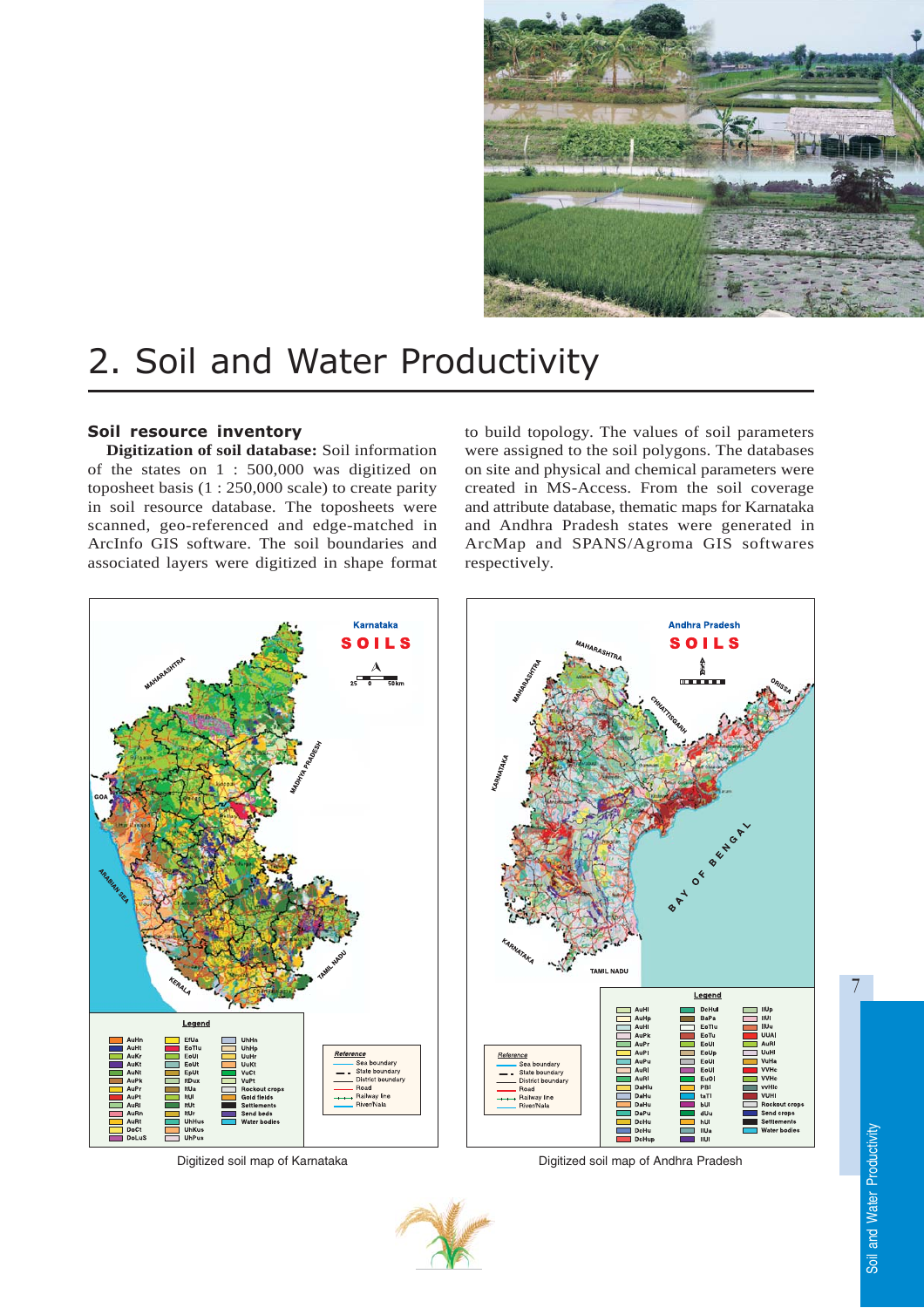# 2. Soil and Water Productivity

## Soil resource inventory

**Digitization of soil database:** Soil information of the states on 1 : 500,000 was digitized on toposheet basis (1 : 250,000 scale) to create parity in soil resource database. The toposheets were scanned, geo-referenced and edge-matched in ArcInfo GIS software. The soil boundaries and associated layers were digitized in shape format to build topology. The values of soil parameters were assigned to the soil polygons. The databases on site and physical and chemical parameters were created in MS-Access. From the soil coverage and attribute database, thematic maps for Karnataka and Andhra Pradesh states were generated in ArcMap and SPANS/Agroma GIS softwares respectively.

Digitized soil map of Karnataka

Digitized soil map of Andhra Pradesh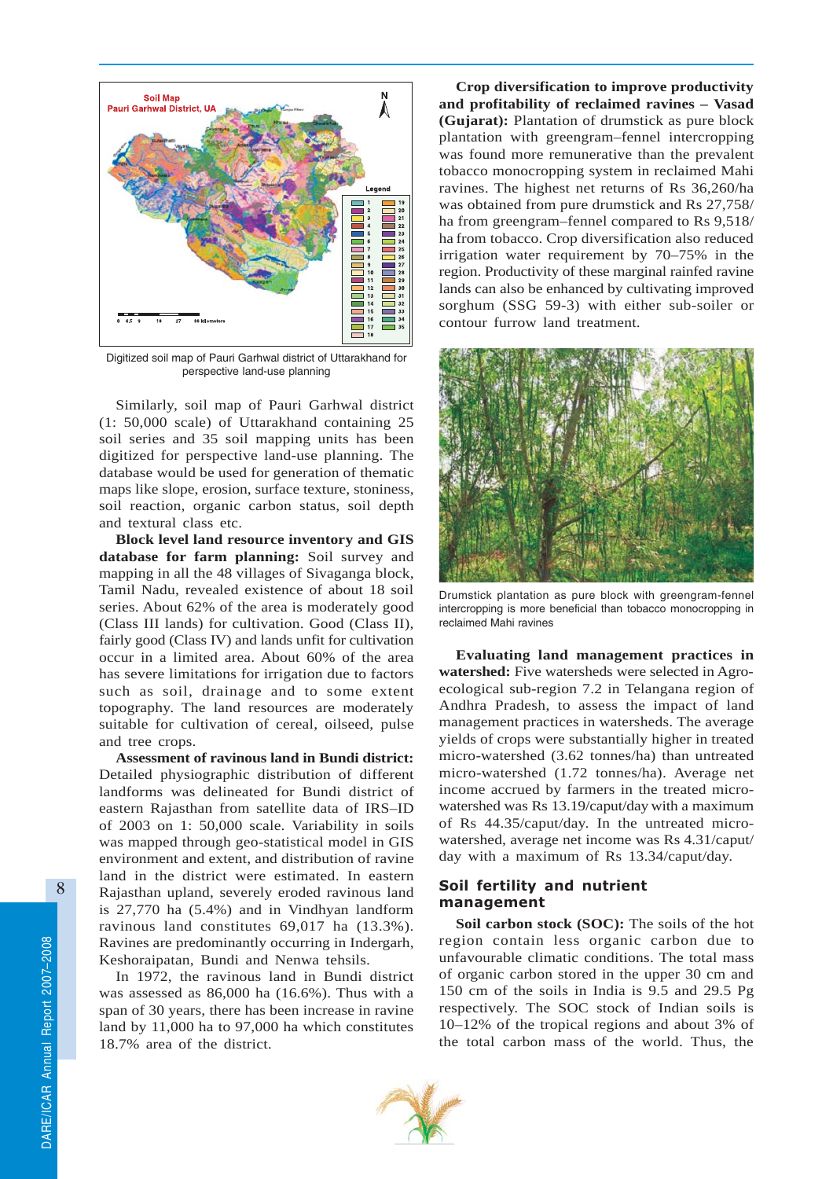Digitized soil map of Pauri Garhwal district of Uttarakhand for perspective land-use planning

Similarly, soil map of Pauri Garhwal district (1: 50,000 scale) of Uttarakhand containing 25 soil series and 35 soil mapping units has been digitized for perspective land-use planning. The database would be used for generation of thematic maps like slope, erosion, surface texture, stoniness, soil reaction, organic carbon status, soil depth and textural class etc.

**Block level land resource inventory and GIS database for farm planning:** Soil survey and mapping in all the 48 villages of Sivaganga block, Tamil Nadu, revealed existence of about 18 soil series. About 62% of the area is moderately good (Class III lands) for cultivation. Good (Class II), fairly good (Class IV) and lands unfit for cultivation occur in a limited area. About 60% of the area has severe limitations for irrigation due to factors such as soil, drainage and to some extent topography. The land resources are moderately suitable for cultivation of cereal, oilseed, pulse and tree crops.

**Assessment of ravinous land in Bundi district:** Detailed physiographic distribution of different landforms was delineated for Bundi district of eastern Rajasthan from satellite data of IRS–ID of 2003 on 1: 50,000 scale. Variability in soils was mapped through geo-statistical model in GIS environment and extent, and distribution of ravine land in the district were estimated. In eastern Rajasthan upland, severely eroded ravinous land is 27,770 ha (5.4%) and in Vindhyan landform ravinous land constitutes 69,017 ha (13.3%). Ravines are predominantly occurring in Indergarh, Keshoraipatan, Bundi and Nenwa tehsils.

In 1972, the ravinous land in Bundi district was assessed as 86,000 ha (16.6%). Thus with a span of 30 years, there has been increase in ravine land by 11,000 ha to 97,000 ha which constitutes 18.7% area of the district.

**Crop diversification to improve productivity and profitability of reclaimed ravines – Vasad (Gujarat):** Plantation of drumstick as pure block plantation with greengram–fennel intercropping was found more remunerative than the prevalent tobacco monocropping system in reclaimed Mahi ravines. The highest net returns of Rs 36,260/ha was obtained from pure drumstick and Rs 27,758/ha from greengram–fennel compared to Rs 9,518/ha from tobacco. Crop diversification also reduced irrigation water requirement by 70–75% in the region. Productivity of these marginal rainfed ravine lands can also be enhanced by cultivating improved sorghum (SSG 59-3) with either sub-soiler or contour furrow land treatment.

Drumstick plantation as pure block with greengram-fennel intercropping is more beneficial than tobacco monocropping in reclaimed Mahi ravines

**Evaluating land management practices in watershed:** Five watersheds were selected in Agro-ecological sub-region 7.2 in Telangana region of Andhra Pradesh, to assess the impact of land management practices in watersheds. The average yields of crops were substantially higher in treated micro-watershed (3.62 tonnes/ha) than untreated micro-watershed (1.72 tonnes/ha). Average net income accrued by farmers in the treated micro-watershed was Rs 13.19/caput/day with a maximum of Rs 44.35/caput/day. In the untreated micro-watershed, average net income was Rs 4.31/caput/day with a maximum of Rs 13.34/caput/day.

## Soil fertility and nutrient management

**Soil carbon stock (SOC):** The soils of the hot region contain less organic carbon due to unfavourable climatic conditions. The total mass of organic carbon stored in the upper 30 cm and 150 cm of the soils in India is 9.5 and 29.5 Pg respectively. The SOC stock of Indian soils is 10–12% of the tropical regions and about 3% of the total carbon mass of the world. Thus, the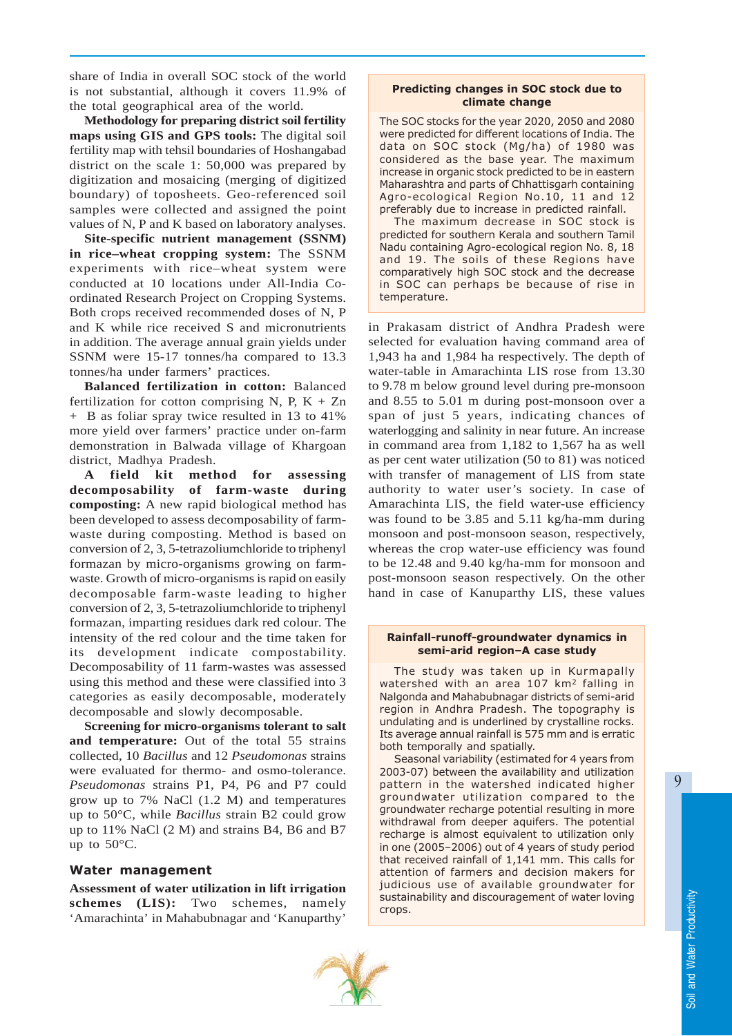share of India in overall SOC stock of the world is not substantial, although it covers 11.9% of the total geographical area of the world.

**Methodology for preparing district soil fertility maps using GIS and GPS tools:** The digital soil fertility map with tehsil boundaries of Hoshangabad district on the scale 1: 50,000 was prepared by digitization and mosaicing (merging of digitized boundary) of toposheets. Geo-referenced soil samples were collected and assigned the point values of N, P and K based on laboratory analyses.

**Site-specific nutrient management (SSNM) in rice–wheat cropping system:** The SSNM experiments with rice–wheat system were conducted at 10 locations under All-India Co-ordinated Research Project on Cropping Systems. Both crops received recommended doses of N, P and K while rice received S and micronutrients in addition. The average annual grain yields under SSNM were 15-17 tonnes/ha compared to 13.3 tonnes/ha under farmers' practices.

**Balanced fertilization in cotton:** Balanced fertilization for cotton comprising N, P, K + Zn + B as foliar spray twice resulted in 13 to 41% more yield over farmers' practice under on-farm demonstration in Balwada village of Khargoan district, Madhya Pradesh.

**A field kit method for assessing decomposability of farm-waste during composting:** A new rapid biological method has been developed to assess decomposability of farm-waste during composting. Method is based on conversion of 2, 3, 5-tetrazoliumchloride to triphenyl formazan by micro-organisms growing on farm-waste. Growth of micro-organisms is rapid on easily decomposable farm-waste leading to higher conversion of 2, 3, 5-tetrazoliumchloride to triphenyl formazan, imparting residues dark red colour. The intensity of the red colour and the time taken for its development indicate compostability. Decomposability of 11 farm-wastes was assessed using this method and these were classified into 3 categories as easily decomposable, moderately decomposable and slowly decomposable.

**Screening for micro-organisms tolerant to salt and temperature:** Out of the total 55 strains collected, 10 *Bacillus* and 12 *Pseudomonas* strains were evaluated for thermo- and osmo-tolerance. *Pseudomonas* strains P1, P4, P6 and P7 could grow up to 7% NaCl (1.2 M) and temperatures up to 50°C, while *Bacillus* strain B2 could grow up to 11% NaCl (2 M) and strains B4, B6 and B7 up to 50°C.

### Water management

**Assessment of water utilization in lift irrigation schemes (LIS):** Two schemes, namely 'Amarachinta' in Mahabubnagar and 'Kanuparthy' in Prakasam district of Andhra Pradesh were selected for evaluation having command area of 1,943 ha and 1,984 ha respectively. The depth of water-table in Amarachinta LIS rose from 13.30 to 9.78 m below ground level during pre-monsoon and 8.55 to 5.01 m during post-monsoon over a span of just 5 years, indicating chances of waterlogging and salinity in near future. An increase in command area from 1,182 to 1,567 ha as well as per cent water utilization (50 to 81) was noticed with transfer of management of LIS from state authority to water user's society. In case of Amarachinta LIS, the field water-use efficiency was found to be 3.85 and 5.11 kg/ha-mm during monsoon and post-monsoon season, respectively, whereas the crop water-use efficiency was found to be 12.48 and 9.40 kg/ha-mm for monsoon and post-monsoon season respectively. On the other hand in case of Kanuparthy LIS, these values

#### Predicting changes in SOC stock due to climate change

The SOC stocks for the year 2020, 2050 and 2080 were predicted for different locations of India. The data on SOC stock (Mg/ha) of 1980 was considered as the base year. The maximum increase in organic stock predicted to be in eastern Maharashtra and parts of Chhattisgarh containing Agro-ecological Region No.10, 11 and 12 preferably due to increase in predicted rainfall.

The maximum decrease in SOC stock is predicted for southern Kerala and southern Tamil Nadu containing Agro-ecological region No. 8, 18 and 19. The soils of these Regions have comparatively high SOC stock and the decrease in SOC can perhaps be because of rise in temperature.

#### Rainfall-runoff-groundwater dynamics in semi-arid region–A case study

The study was taken up in Kurmapally watershed with an area 107 km$^2$ falling in Nalgonda and Mahabubnagar districts of semi-arid region in Andhra Pradesh. The topography is undulating and is underlined by crystalline rocks. Its average annual rainfall is 575 mm and is erratic both temporally and spatially.

Seasonal variability (estimated for 4 years from 2003-07) between the availability and utilization pattern in the watershed indicated higher groundwater utilization compared to the groundwater recharge potential resulting in more withdrawal from deeper aquifers. The potential recharge is almost equivalent to utilization only in one (2005–2006) out of 4 years of study period that received rainfall of 1,141 mm. This calls for attention of farmers and decision makers for judicious use of available groundwater for sustainability and discouragement of water loving crops.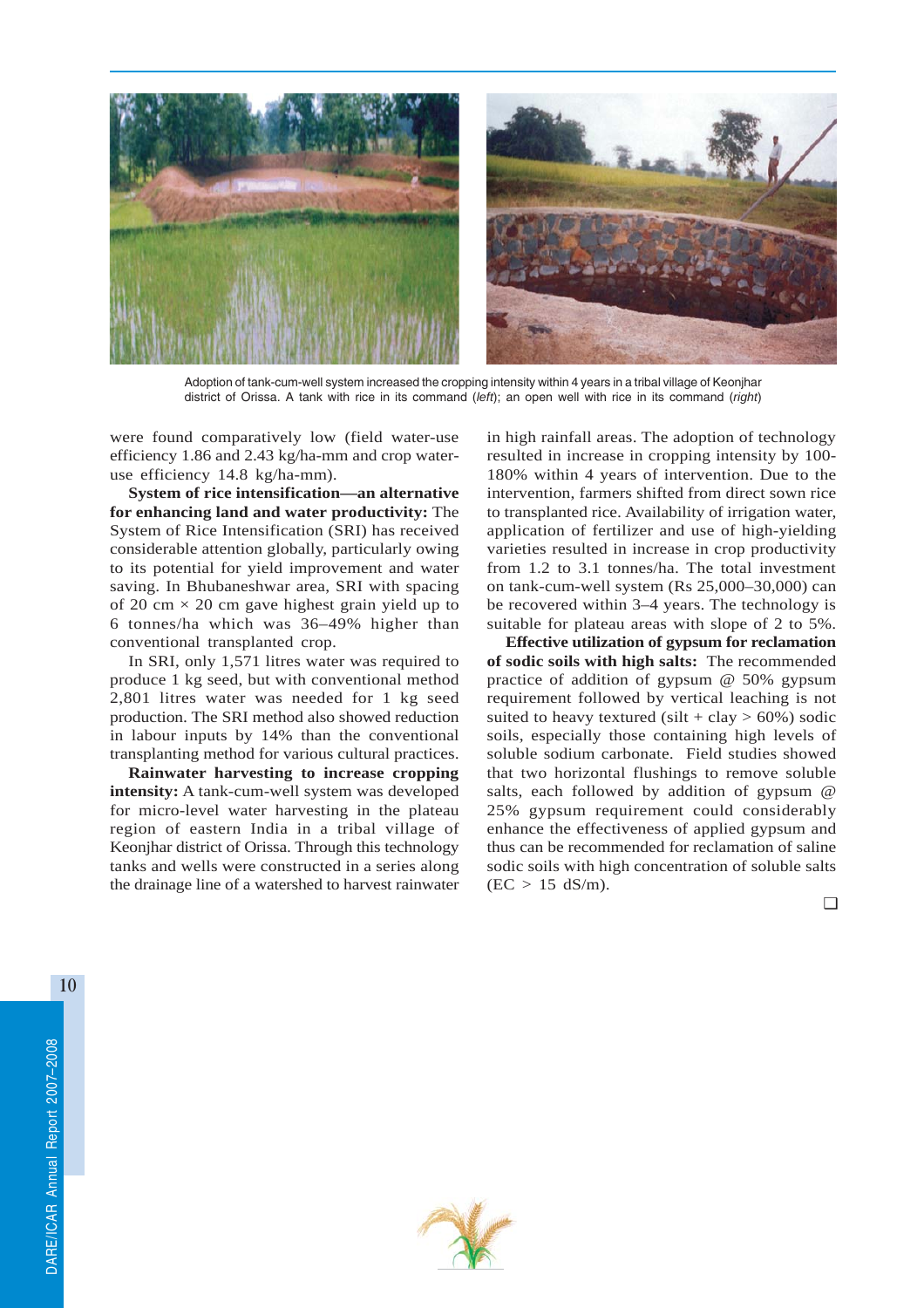Adoption of tank-cum-well system increased the cropping intensity within 4 years in a tribal village of Keonjhar district of Orissa. A tank with rice in its command (*left*); an open well with rice in its command (*right*)

were found comparatively low (field water-use efficiency 1.86 and 2.43 kg/ha-mm and crop water-use efficiency 14.8 kg/ha-mm).

**System of rice intensification—an alternative for enhancing land and water productivity:** The System of Rice Intensification (SRI) has received considerable attention globally, particularly owing to its potential for yield improvement and water saving. In Bhubaneshwar area, SRI with spacing of 20 cm × 20 cm gave highest grain yield up to 6 tonnes/ha which was 36–49% higher than conventional transplanted crop.

In SRI, only 1,571 litres water was required to produce 1 kg seed, but with conventional method 2,801 litres water was needed for 1 kg seed production. The SRI method also showed reduction in labour inputs by 14% than the conventional transplanting method for various cultural practices.

**Rainwater harvesting to increase cropping intensity:** A tank-cum-well system was developed for micro-level water harvesting in the plateau region of eastern India in a tribal village of Keonjhar district of Orissa. Through this technology tanks and wells were constructed in a series along the drainage line of a watershed to harvest rainwater in high rainfall areas. The adoption of technology resulted in increase in cropping intensity by 100-180% within 4 years of intervention. Due to the intervention, farmers shifted from direct sown rice to transplanted rice. Availability of irrigation water, application of fertilizer and use of high-yielding varieties resulted in increase in crop productivity from 1.2 to 3.1 tonnes/ha. The total investment on tank-cum-well system (Rs 25,000–30,000) can be recovered within 3–4 years. The technology is suitable for plateau areas with slope of 2 to 5%.

**Effective utilization of gypsum for reclamation of sodic soils with high salts:** The recommended practice of addition of gypsum @ 50% gypsum requirement followed by vertical leaching is not suited to heavy textured (silt + clay > 60%) sodic soils, especially those containing high levels of soluble sodium carbonate. Field studies showed that two horizontal flushings to remove soluble salts, each followed by addition of gypsum @ 25% gypsum requirement could considerably enhance the effectiveness of applied gypsum and thus can be recommended for reclamation of saline sodic soils with high concentration of soluble salts (EC > 15 dS/m).